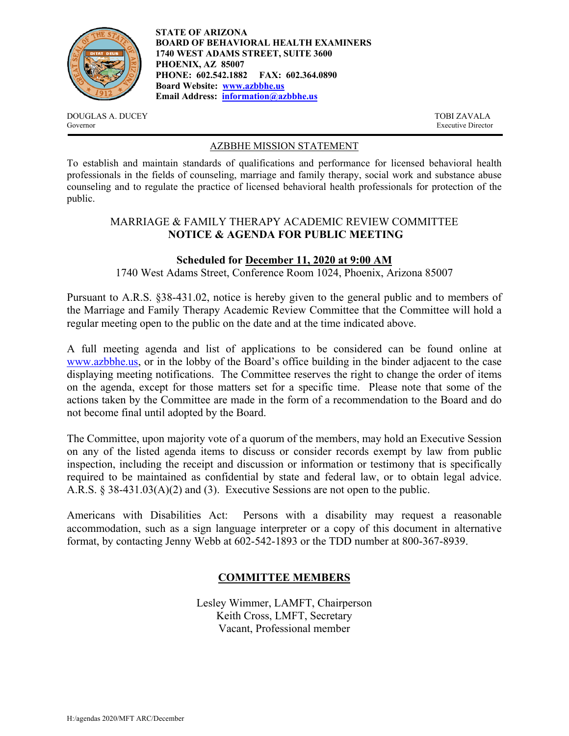**STATE OF ARIZONA**
**BOARD OF BEHAVIORAL HEALTH EXAMINERS**
**1740 WEST ADAMS STREET, SUITE 3600**
**PHOENIX, AZ 85007**
**PHONE: 602.542.1882 FAX: 602.364.0890**
**Board Website: www.azbbhe.us**
**Email Address: information@azbbhe.us**

DOUGLAS A. DUCEY
Governor

TOBI ZAVALA
Executive Director

AZBBHE MISSION STATEMENT

To establish and maintain standards of qualifications and performance for licensed behavioral health professionals in the fields of counseling, marriage and family therapy, social work and substance abuse counseling and to regulate the practice of licensed behavioral health professionals for protection of the public.

MARRIAGE & FAMILY THERAPY ACADEMIC REVIEW COMMITTEE
**NOTICE & AGENDA FOR PUBLIC MEETING**

**Scheduled for December 11, 2020 at 9:00 AM**
1740 West Adams Street, Conference Room 1024, Phoenix, Arizona 85007

Pursuant to A.R.S. §38-431.02, notice is hereby given to the general public and to members of the Marriage and Family Therapy Academic Review Committee that the Committee will hold a regular meeting open to the public on the date and at the time indicated above.

A full meeting agenda and list of applications to be considered can be found online at www.azbbhe.us, or in the lobby of the Board's office building in the binder adjacent to the case displaying meeting notifications. The Committee reserves the right to change the order of items on the agenda, except for those matters set for a specific time. Please note that some of the actions taken by the Committee are made in the form of a recommendation to the Board and do not become final until adopted by the Board.

The Committee, upon majority vote of a quorum of the members, may hold an Executive Session on any of the listed agenda items to discuss or consider records exempt by law from public inspection, including the receipt and discussion or information or testimony that is specifically required to be maintained as confidential by state and federal law, or to obtain legal advice. A.R.S. § 38-431.03(A)(2) and (3). Executive Sessions are not open to the public.

Americans with Disabilities Act: Persons with a disability may request a reasonable accommodation, such as a sign language interpreter or a copy of this document in alternative format, by contacting Jenny Webb at 602-542-1893 or the TDD number at 800-367-8939.

## COMMITTEE MEMBERS

Lesley Wimmer, LAMFT, Chairperson
Keith Cross, LMFT, Secretary
Vacant, Professional member

H:/agendas 2020/MFT ARC/December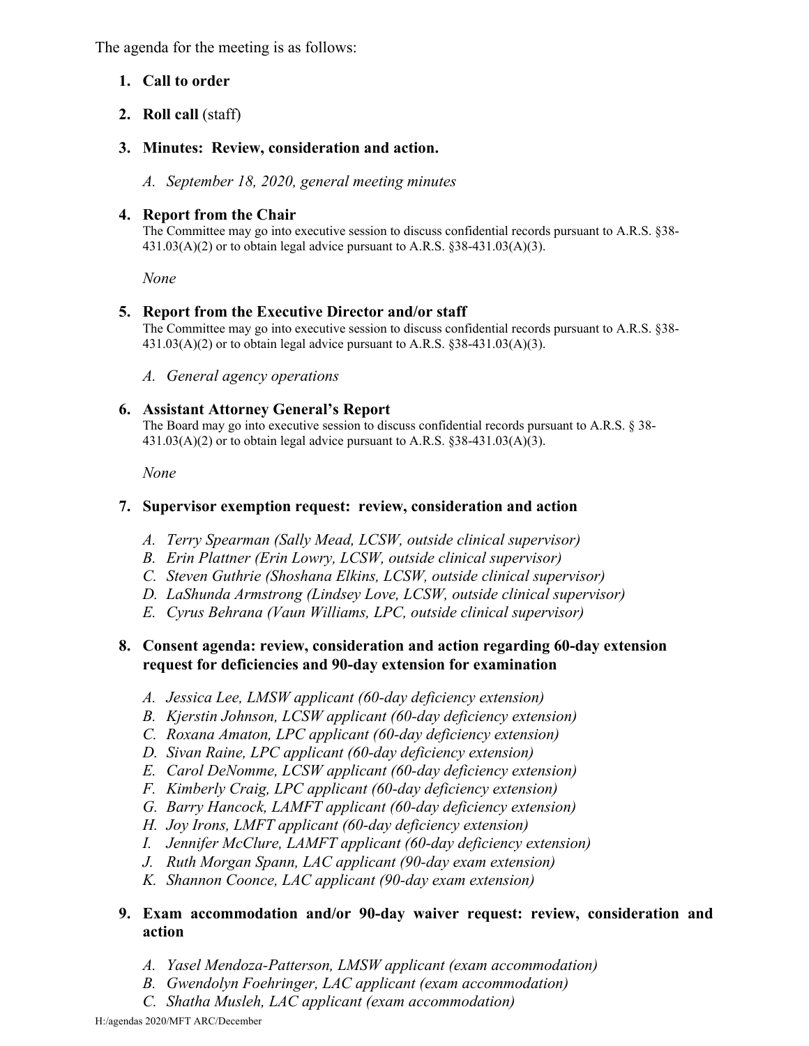The agenda for the meeting is as follows:

1. **Call to order**

2. **Roll call** (staff)

3. **Minutes: Review, consideration and action.**

   A. *September 18, 2020, general meeting minutes*

4. **Report from the Chair**

   The Committee may go into executive session to discuss confidential records pursuant to A.R.S. §38-431.03(A)(2) or to obtain legal advice pursuant to A.R.S. §38-431.03(A)(3).

   *None*

5. **Report from the Executive Director and/or staff**

   The Committee may go into executive session to discuss confidential records pursuant to A.R.S. §38-431.03(A)(2) or to obtain legal advice pursuant to A.R.S. §38-431.03(A)(3).

   A. *General agency operations*

6. **Assistant Attorney General's Report**

   The Board may go into executive session to discuss confidential records pursuant to A.R.S. § 38-431.03(A)(2) or to obtain legal advice pursuant to A.R.S. §38-431.03(A)(3).

   *None*

7. **Supervisor exemption request: review, consideration and action**

   A. *Terry Spearman (Sally Mead, LCSW, outside clinical supervisor)*
   B. *Erin Plattner (Erin Lowry, LCSW, outside clinical supervisor)*
   C. *Steven Guthrie (Shoshana Elkins, LCSW, outside clinical supervisor)*
   D. *LaShunda Armstrong (Lindsey Love, LCSW, outside clinical supervisor)*
   E. *Cyrus Behrana (Vaun Williams, LPC, outside clinical supervisor)*

8. **Consent agenda: review, consideration and action regarding 60-day extension request for deficiencies and 90-day extension for examination**

   A. *Jessica Lee, LMSW applicant (60-day deficiency extension)*
   B. *Kjerstin Johnson, LCSW applicant (60-day deficiency extension)*
   C. *Roxana Amaton, LPC applicant (60-day deficiency extension)*
   D. *Sivan Raine, LPC applicant (60-day deficiency extension)*
   E. *Carol DeNomme, LCSW applicant (60-day deficiency extension)*
   F. *Kimberly Craig, LPC applicant (60-day deficiency extension)*
   G. *Barry Hancock, LAMFT applicant (60-day deficiency extension)*
   H. *Joy Irons, LMFT applicant (60-day deficiency extension)*
   I. *Jennifer McClure, LAMFT applicant (60-day deficiency extension)*
   J. *Ruth Morgan Spann, LAC applicant (90-day exam extension)*
   K. *Shannon Coonce, LAC applicant (90-day exam extension)*

9. **Exam accommodation and/or 90-day waiver request: review, consideration and action**

   A. *Yasel Mendoza-Patterson, LMSW applicant (exam accommodation)*
   B. *Gwendolyn Foehringer, LAC applicant (exam accommodation)*
   C. *Shatha Musleh, LAC applicant (exam accommodation)*

H:/agendas 2020/MFT ARC/December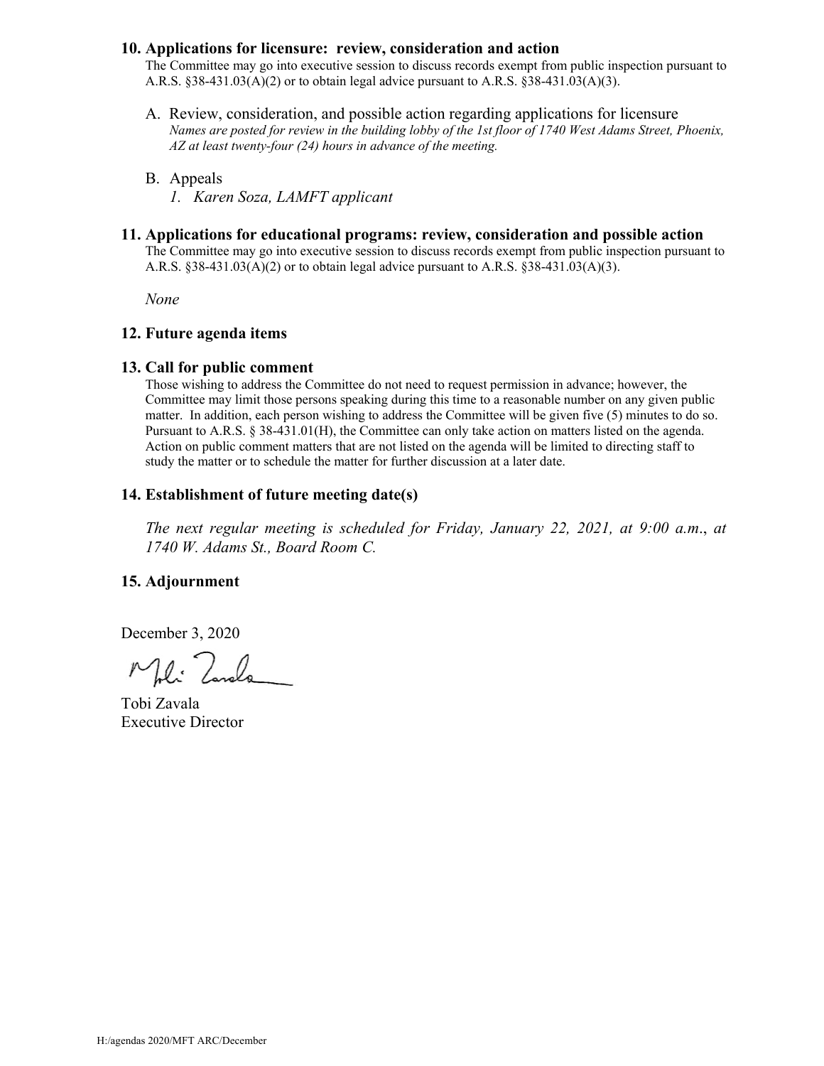## 10. Applications for licensure: review, consideration and action

The Committee may go into executive session to discuss records exempt from public inspection pursuant to A.R.S. §38-431.03(A)(2) or to obtain legal advice pursuant to A.R.S. §38-431.03(A)(3).

A. Review, consideration, and possible action regarding applications for licensure

*Names are posted for review in the building lobby of the 1st floor of 1740 West Adams Street, Phoenix, AZ at least twenty-four (24) hours in advance of the meeting.*

B. Appeals

1. *Karen Soza, LAMFT applicant*

## 11. Applications for educational programs: review, consideration and possible action

The Committee may go into executive session to discuss records exempt from public inspection pursuant to A.R.S. §38-431.03(A)(2) or to obtain legal advice pursuant to A.R.S. §38-431.03(A)(3).

*None*

## 12. Future agenda items

## 13. Call for public comment

Those wishing to address the Committee do not need to request permission in advance; however, the Committee may limit those persons speaking during this time to a reasonable number on any given public matter. In addition, each person wishing to address the Committee will be given five (5) minutes to do so. Pursuant to A.R.S. § 38-431.01(H), the Committee can only take action on matters listed on the agenda. Action on public comment matters that are not listed on the agenda will be limited to directing staff to study the matter or to schedule the matter for further discussion at a later date.

## 14. Establishment of future meeting date(s)

*The next regular meeting is scheduled for Friday, January 22, 2021, at 9:00 a.m., at 1740 W. Adams St., Board Room C.*

## 15. Adjournment

December 3, 2020

Tobi Zavala
Executive Director

H:/agendas 2020/MFT ARC/December